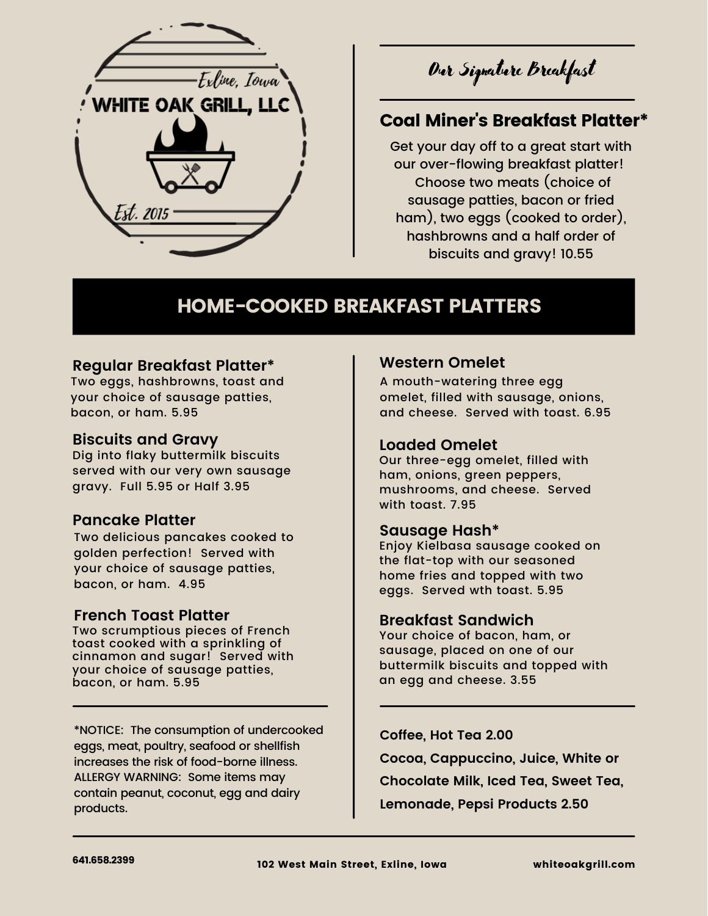Exline, Iowa

# WHITE OAK GRILL, LLC

Est. 2015

*Our Signature Breakfast*

## Coal Miner's Breakfast Platter*

Get your day off to a great start with our over-flowing breakfast platter! Choose two meats (choice of sausage patties, bacon or fried ham), two eggs (cooked to order), hashbrowns and a half order of biscuits and gravy! 10.55

## HOME-COOKED BREAKFAST PLATTERS

### Regular Breakfast Platter*

Two eggs, hashbrowns, toast and your choice of sausage patties, bacon, or ham. 5.95

### Biscuits and Gravy

Dig into flaky buttermilk biscuits served with our very own sausage gravy. Full 5.95 or Half 3.95

### Pancake Platter

Two delicious pancakes cooked to golden perfection! Served with your choice of sausage patties, bacon, or ham. 4.95

### French Toast Platter

Two scrumptious pieces of French toast cooked with a sprinkling of cinnamon and sugar! Served with your choice of sausage patties, bacon, or ham. 5.95

*NOTICE: The consumption of undercooked eggs, meat, poultry, seafood or shellfish increases the risk of food-borne illness. ALLERGY WARNING: Some items may contain peanut, coconut, egg and dairy products.

### Western Omelet

A mouth-watering three egg omelet, filled with sausage, onions, and cheese. Served with toast. 6.95

### Loaded Omelet

Our three-egg omelet, filled with ham, onions, green peppers, mushrooms, and cheese. Served with toast. 7.95

### Sausage Hash*

Enjoy Kielbasa sausage cooked on the flat-top with our seasoned home fries and topped with two eggs. Served wth toast. 5.95

### Breakfast Sandwich

Your choice of bacon, ham, or sausage, placed on one of our buttermilk biscuits and topped with an egg and cheese. 3.55

**Coffee, Hot Tea 2.00**

**Cocoa, Cappuccino, Juice, White or Chocolate Milk, Iced Tea, Sweet Tea, Lemonade, Pepsi Products 2.50**

641.658.2399 | 102 West Main Street, Exline, Iowa | whiteoakgrill.com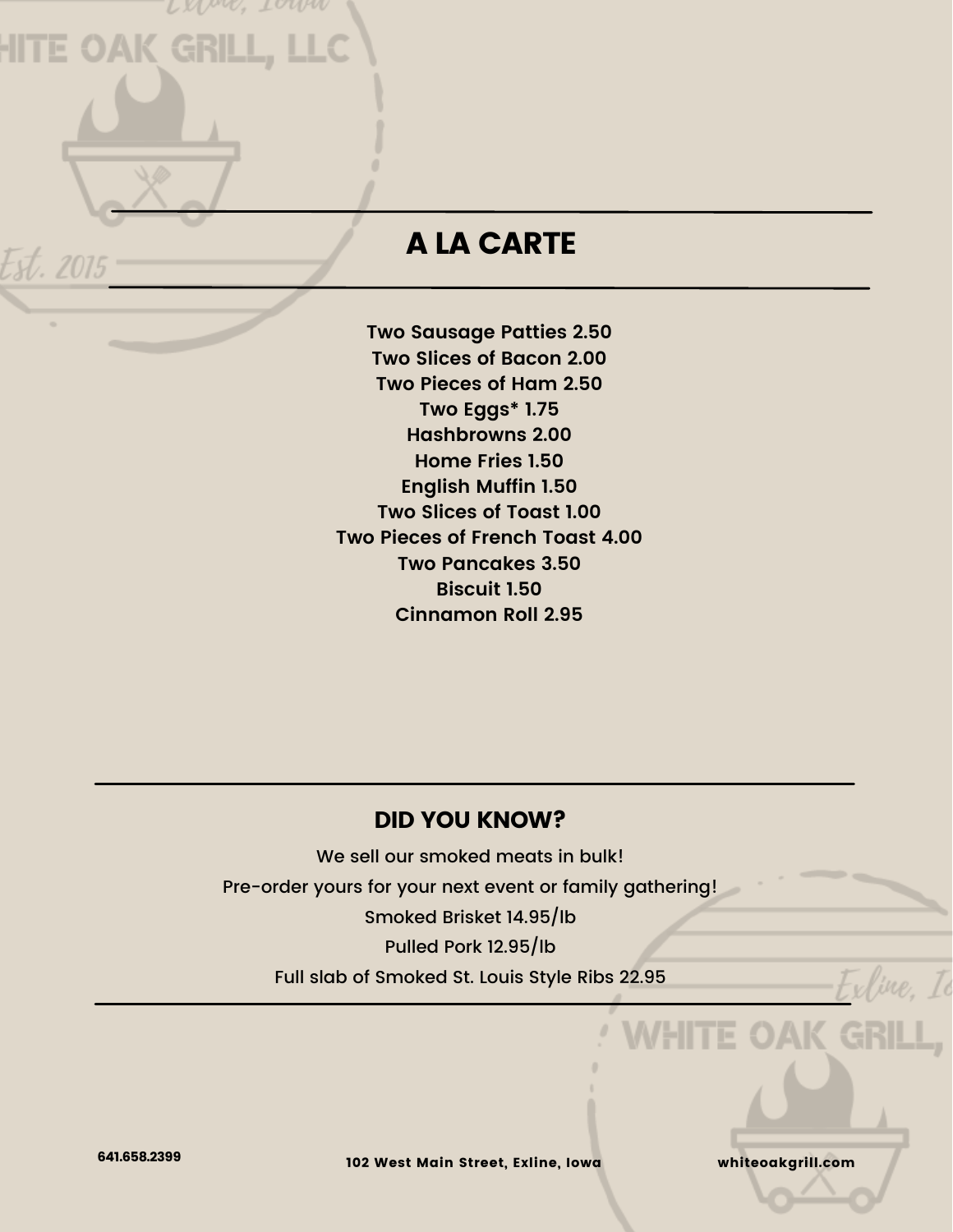## A LA CARTE

**Two Sausage Patties 2.50**
**Two Slices of Bacon 2.00**
**Two Pieces of Ham 2.50**
**Two Eggs* 1.75**
**Hashbrowns 2.00**
**Home Fries 1.50**
**English Muffin 1.50**
**Two Slices of Toast 1.00**
**Two Pieces of French Toast 4.00**
**Two Pancakes 3.50**
**Biscuit 1.50**
**Cinnamon Roll 2.95**

## DID YOU KNOW?

We sell our smoked meats in bulk!
Pre-order yours for your next event or family gathering!
Smoked Brisket 14.95/lb
Pulled Pork 12.95/lb
Full slab of Smoked St. Louis Style Ribs 22.95

**641.658.2399** **102 West Main Street, Exline, Iowa** **whiteoakgrill.com**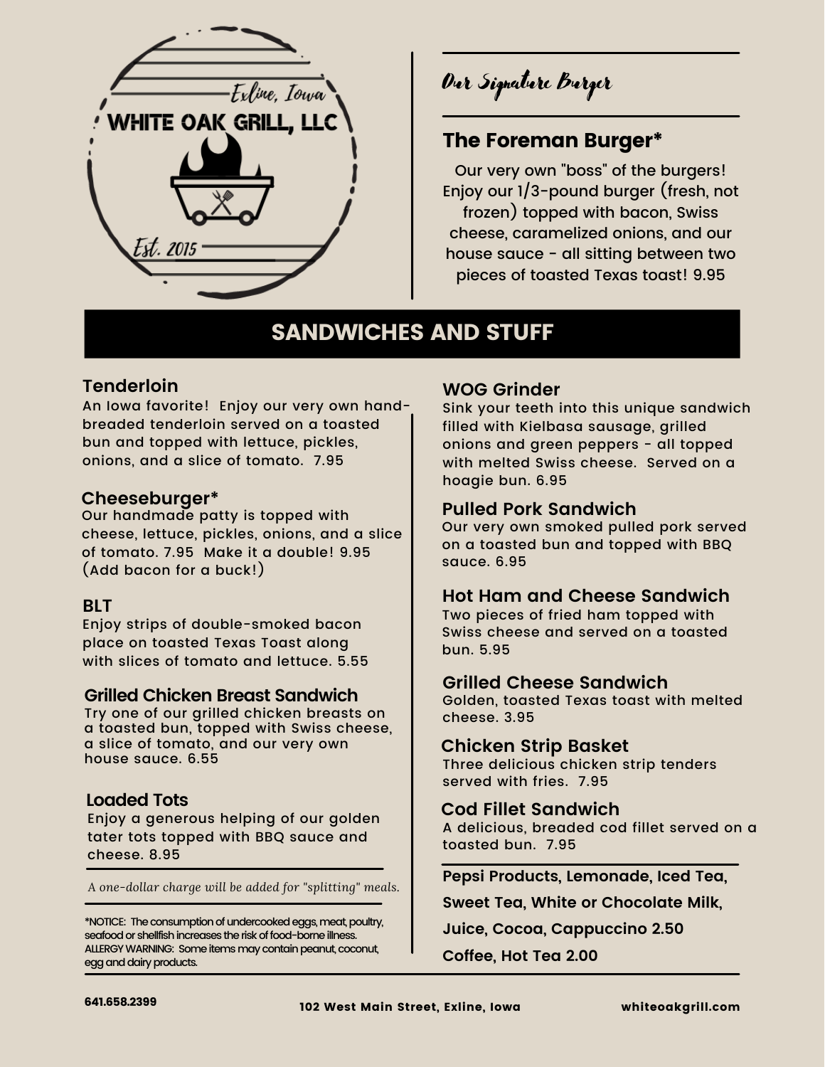Exline, Iowa

WHITE OAK GRILL, LLC

Est. 2015

*Our Signature Burger*

## The Foreman Burger*

Our very own "boss" of the burgers! Enjoy our 1/3-pound burger (fresh, not frozen) topped with bacon, Swiss cheese, caramelized onions, and our house sauce - all sitting between two pieces of toasted Texas toast! 9.95

# SANDWICHES AND STUFF

### Tenderloin

An Iowa favorite! Enjoy our very own hand-breaded tenderloin served on a toasted bun and topped with lettuce, pickles, onions, and a slice of tomato. 7.95

### Cheeseburger*

Our handmade patty is topped with cheese, lettuce, pickles, onions, and a slice of tomato. 7.95 Make it a double! 9.95 (Add bacon for a buck!)

### BLT

Enjoy strips of double-smoked bacon place on toasted Texas Toast along with slices of tomato and lettuce. 5.55

### Grilled Chicken Breast Sandwich

Try one of our grilled chicken breasts on a toasted bun, topped with Swiss cheese, a slice of tomato, and our very own house sauce. 6.55

### Loaded Tots

Enjoy a generous helping of our golden tater tots topped with BBQ sauce and cheese. 8.95

*A one-dollar charge will be added for "splitting" meals.*

*NOTICE: The consumption of undercooked eggs, meat, poultry, seafood or shellfish increases the risk of food-borne illness. ALLERGY WARNING: Some items may contain peanut, coconut, egg and dairy products.

### WOG Grinder

Sink your teeth into this unique sandwich filled with Kielbasa sausage, grilled onions and green peppers - all topped with melted Swiss cheese. Served on a hoagie bun. 6.95

### Pulled Pork Sandwich

Our very own smoked pulled pork served on a toasted bun and topped with BBQ sauce. 6.95

### Hot Ham and Cheese Sandwich

Two pieces of fried ham topped with Swiss cheese and served on a toasted bun. 5.95

### Grilled Cheese Sandwich

Golden, toasted Texas toast with melted cheese. 3.95

### Chicken Strip Basket

Three delicious chicken strip tenders served with fries. 7.95

### Cod Fillet Sandwich

A delicious, breaded cod fillet served on a toasted bun. 7.95

**Pepsi Products, Lemonade, Iced Tea, Sweet Tea, White or Chocolate Milk, Juice, Cocoa, Cappuccino 2.50**

**Coffee, Hot Tea 2.00**

641.658.2399 | 102 West Main Street, Exline, Iowa | whiteoakgrill.com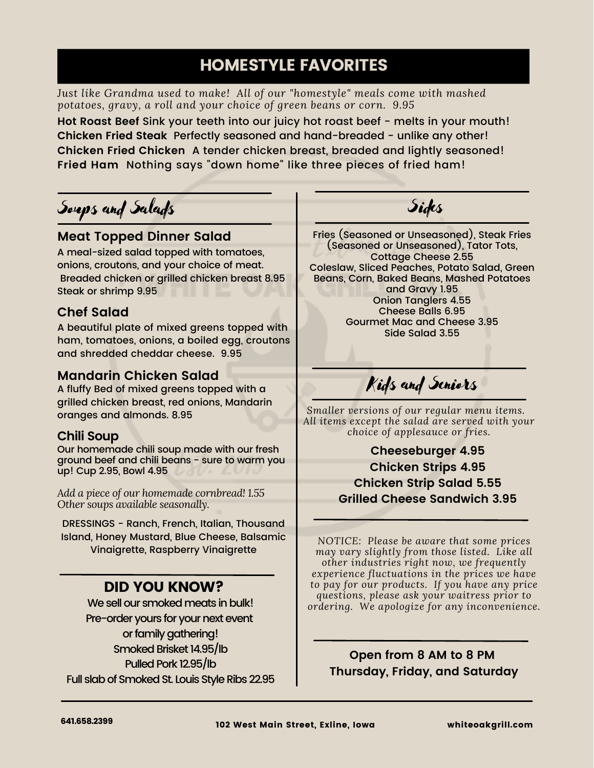# HOMESTYLE FAVORITES

*Just like Grandma used to make! All of our "homestyle" meals come with mashed potatoes, gravy, a roll and your choice of green beans or corn. 9.95*

**Hot Roast Beef** Sink your teeth into our juicy hot roast beef - melts in your mouth!
**Chicken Fried Steak** Perfectly seasoned and hand-breaded - unlike any other!
**Chicken Fried Chicken** A tender chicken breast, breaded and lightly seasoned!
**Fried Ham** Nothing says "down home" like three pieces of fried ham!

## Soups and Salads

### Meat Topped Dinner Salad

A meal-sized salad topped with tomatoes, onions, croutons, and your choice of meat.
Breaded chicken or grilled chicken breast 8.95
Steak or shrimp 9.95

### Chef Salad

A beautiful plate of mixed greens topped with ham, tomatoes, onions, a boiled egg, croutons and shredded cheddar cheese. 9.95

### Mandarin Chicken Salad

A fluffy Bed of mixed greens topped with a grilled chicken breast, red onions, Mandarin oranges and almonds. 8.95

### Chili Soup

Our homemade chili soup made with our fresh ground beef and chili beans - sure to warm you up! Cup 2.95, Bowl 4.95

*Add a piece of our homemade cornbread! 1.55*
*Other soups available seasonally.*

DRESSINGS - Ranch, French, Italian, Thousand Island, Honey Mustard, Blue Cheese, Balsamic Vinaigrette, Raspberry Vinaigrette

## DID YOU KNOW?

We sell our smoked meats in bulk!
Pre-order yours for your next event or family gathering!
Smoked Brisket 14.95/lb
Pulled Pork 12.95/lb
Full slab of Smoked St. Louis Style Ribs 22.95

## Sides

Fries (Seasoned or Unseasoned), Steak Fries (Seasoned or Unseasoned), Tator Tots, Cottage Cheese 2.55
Coleslaw, Sliced Peaches, Potato Salad, Green Beans, Corn, Baked Beans, Mashed Potatoes and Gravy 1.95
Onion Tanglers 4.55
Cheese Balls 6.95
Gourmet Mac and Cheese 3.95
Side Salad 3.55

## Kids and Seniors

*Smaller versions of our regular menu items. All items except the salad are served with your choice of applesauce or fries.*

**Cheeseburger 4.95**
**Chicken Strips 4.95**
**Chicken Strip Salad 5.55**
**Grilled Cheese Sandwich 3.95**

*NOTICE: Please be aware that some prices may vary slightly from those listed. Like all other industries right now, we frequently experience fluctuations in the prices we have to pay for our products. If you have any price questions, please ask your waitress prior to ordering. We apologize for any inconvenience.*

**Open from 8 AM to 8 PM**
**Thursday, Friday, and Saturday**

641.658.2399 | 102 West Main Street, Exline, Iowa | whiteoakgrill.com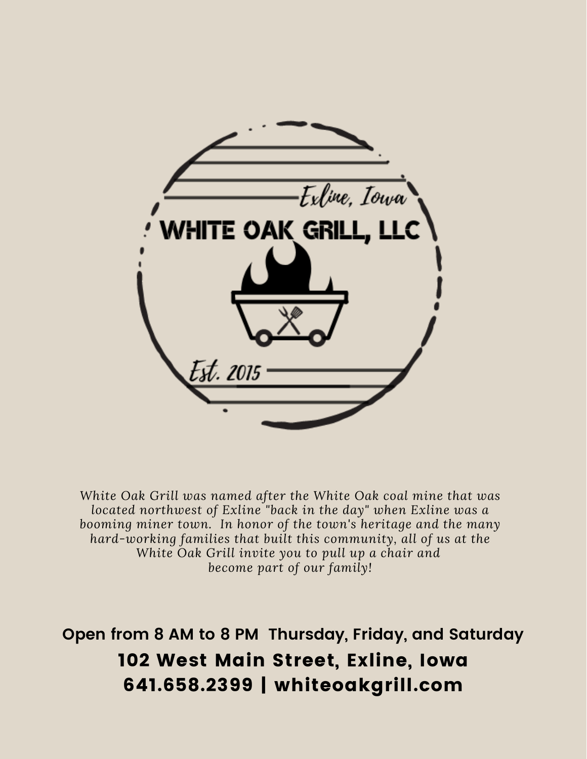Exline, Iowa

# WHITE OAK GRILL, LLC

Est. 2015

*White Oak Grill was named after the White Oak coal mine that was located northwest of Exline "back in the day" when Exline was a booming miner town. In honor of the town's heritage and the many hard-working families that built this community, all of us at the White Oak Grill invite you to pull up a chair and become part of our family!*

**Open from 8 AM to 8 PM Thursday, Friday, and Saturday**

**102 West Main Street, Exline, Iowa**

**641.658.2399 | whiteoakgrill.com**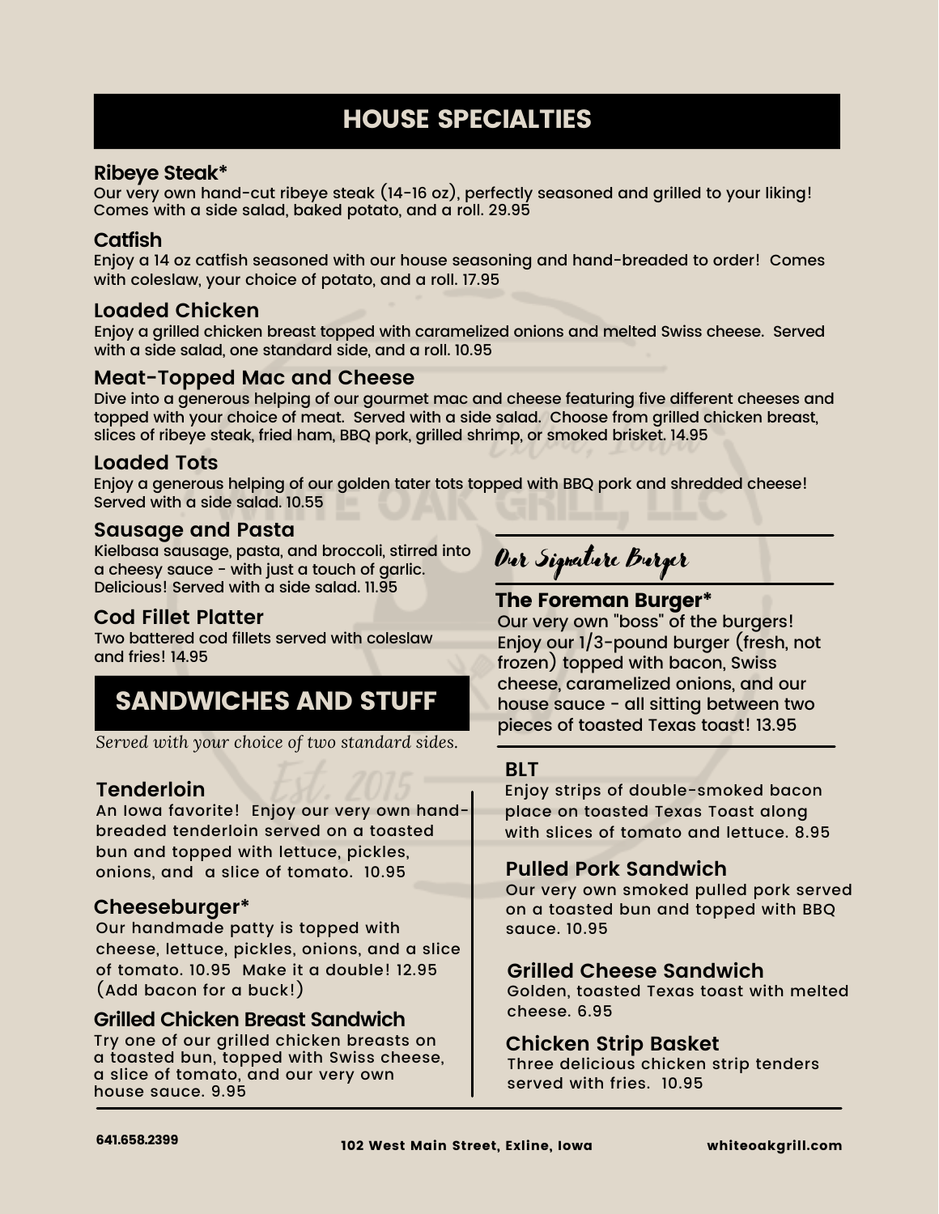## HOUSE SPECIALTIES

### Ribeye Steak*

Our very own hand-cut ribeye steak (14-16 oz), perfectly seasoned and grilled to your liking! Comes with a side salad, baked potato, and a roll. 29.95

### Catfish

Enjoy a 14 oz catfish seasoned with our house seasoning and hand-breaded to order! Comes with coleslaw, your choice of potato, and a roll. 17.95

### Loaded Chicken

Enjoy a grilled chicken breast topped with caramelized onions and melted Swiss cheese. Served with a side salad, one standard side, and a roll. 10.95

### Meat-Topped Mac and Cheese

Dive into a generous helping of our gourmet mac and cheese featuring five different cheeses and topped with your choice of meat. Served with a side salad. Choose from grilled chicken breast, slices of ribeye steak, fried ham, BBQ pork, grilled shrimp, or smoked brisket. 14.95

### Loaded Tots

Enjoy a generous helping of our golden tater tots topped with BBQ pork and shredded cheese! Served with a side salad. 10.55

### Sausage and Pasta

Kielbasa sausage, pasta, and broccoli, stirred into a cheesy sauce - with just a touch of garlic. Delicious! Served with a side salad. 11.95

### Cod Fillet Platter

Two battered cod fillets served with coleslaw and fries! 14.95

## Our Signature Burger

### The Foreman Burger*

Our very own "boss" of the burgers! Enjoy our 1/3-pound burger (fresh, not frozen) topped with bacon, Swiss cheese, caramelized onions, and our house sauce - all sitting between two pieces of toasted Texas toast! 13.95

## SANDWICHES AND STUFF

*Served with your choice of two standard sides.*

### Tenderloin

An Iowa favorite! Enjoy our very own hand-breaded tenderloin served on a toasted bun and topped with lettuce, pickles, onions, and a slice of tomato. 10.95

### Cheeseburger*

Our handmade patty is topped with cheese, lettuce, pickles, onions, and a slice of tomato. 10.95 Make it a double! 12.95 (Add bacon for a buck!)

### Grilled Chicken Breast Sandwich

Try one of our grilled chicken breasts on a toasted bun, topped with Swiss cheese, a slice of tomato, and our very own house sauce. 9.95

### BLT

Enjoy strips of double-smoked bacon place on toasted Texas Toast along with slices of tomato and lettuce. 8.95

### Pulled Pork Sandwich

Our very own smoked pulled pork served on a toasted bun and topped with BBQ sauce. 10.95

### Grilled Cheese Sandwich

Golden, toasted Texas toast with melted cheese. 6.95

### Chicken Strip Basket

Three delicious chicken strip tenders served with fries. 10.95

641.658.2399 | 102 West Main Street, Exline, Iowa | whiteoakgrill.com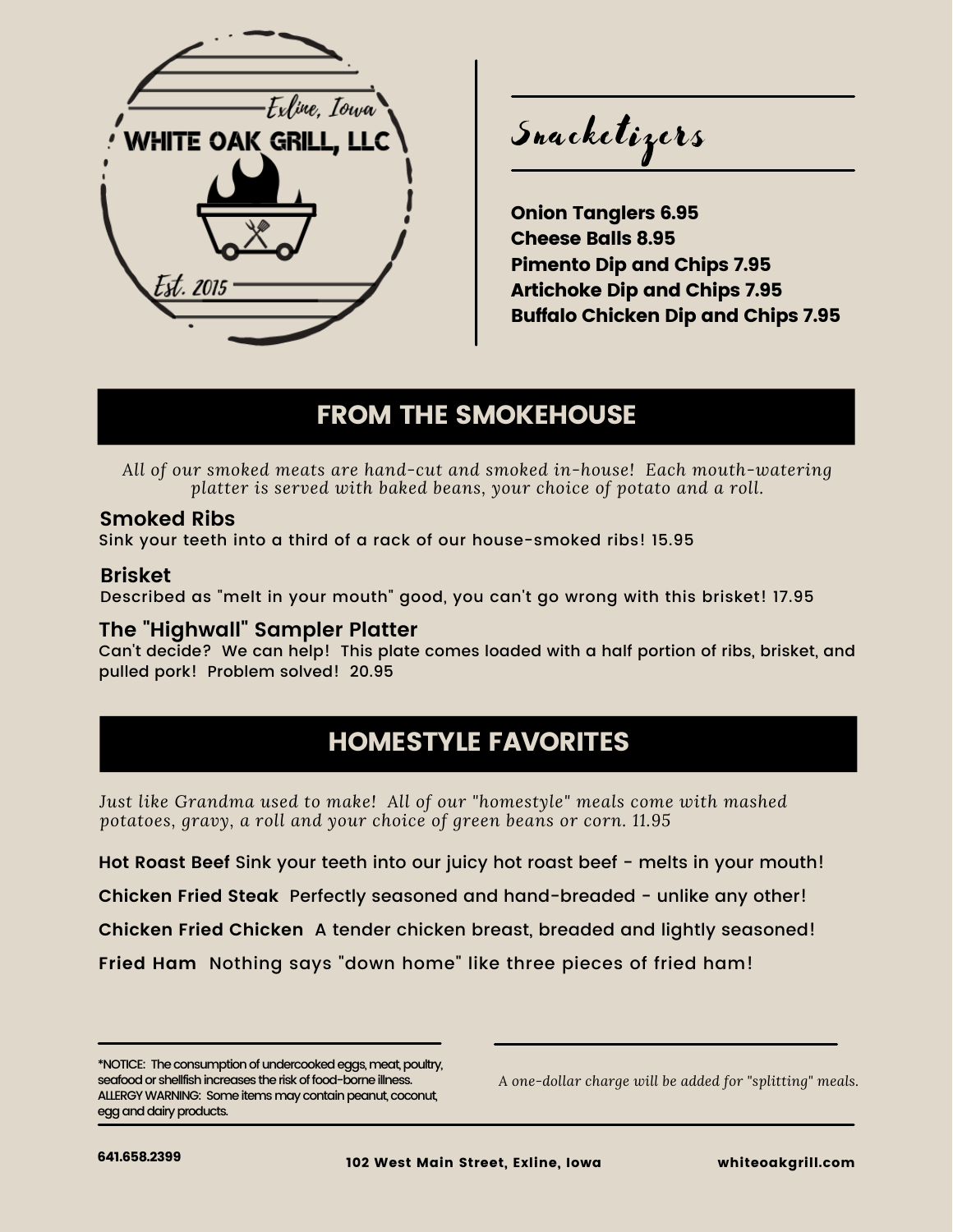Exline, Iowa

WHITE OAK GRILL, LLC

Est. 2015

## Snacketizers

**Onion Tanglers 6.95**
**Cheese Balls 8.95**
**Pimento Dip and Chips 7.95**
**Artichoke Dip and Chips 7.95**
**Buffalo Chicken Dip and Chips 7.95**

## FROM THE SMOKEHOUSE

*All of our smoked meats are hand-cut and smoked in-house! Each mouth-watering platter is served with baked beans, your choice of potato and a roll.*

### Smoked Ribs

Sink your teeth into a third of a rack of our house-smoked ribs! 15.95

### Brisket

Described as "melt in your mouth" good, you can't go wrong with this brisket! 17.95

### The "Highwall" Sampler Platter

Can't decide? We can help! This plate comes loaded with a half portion of ribs, brisket, and pulled pork! Problem solved! 20.95

## HOMESTYLE FAVORITES

*Just like Grandma used to make! All of our "homestyle" meals come with mashed potatoes, gravy, a roll and your choice of green beans or corn. 11.95*

**Hot Roast Beef** Sink your teeth into our juicy hot roast beef - melts in your mouth!

**Chicken Fried Steak** Perfectly seasoned and hand-breaded - unlike any other!

**Chicken Fried Chicken** A tender chicken breast, breaded and lightly seasoned!

**Fried Ham** Nothing says "down home" like three pieces of fried ham!

*NOTICE: The consumption of undercooked eggs, meat, poultry, seafood or shellfish increases the risk of food-borne illness. ALLERGY WARNING: Some items may contain peanut, coconut, egg and dairy products.

*A one-dollar charge will be added for "splitting" meals.*

641.658.2399 102 West Main Street, Exline, Iowa whiteoakgrill.com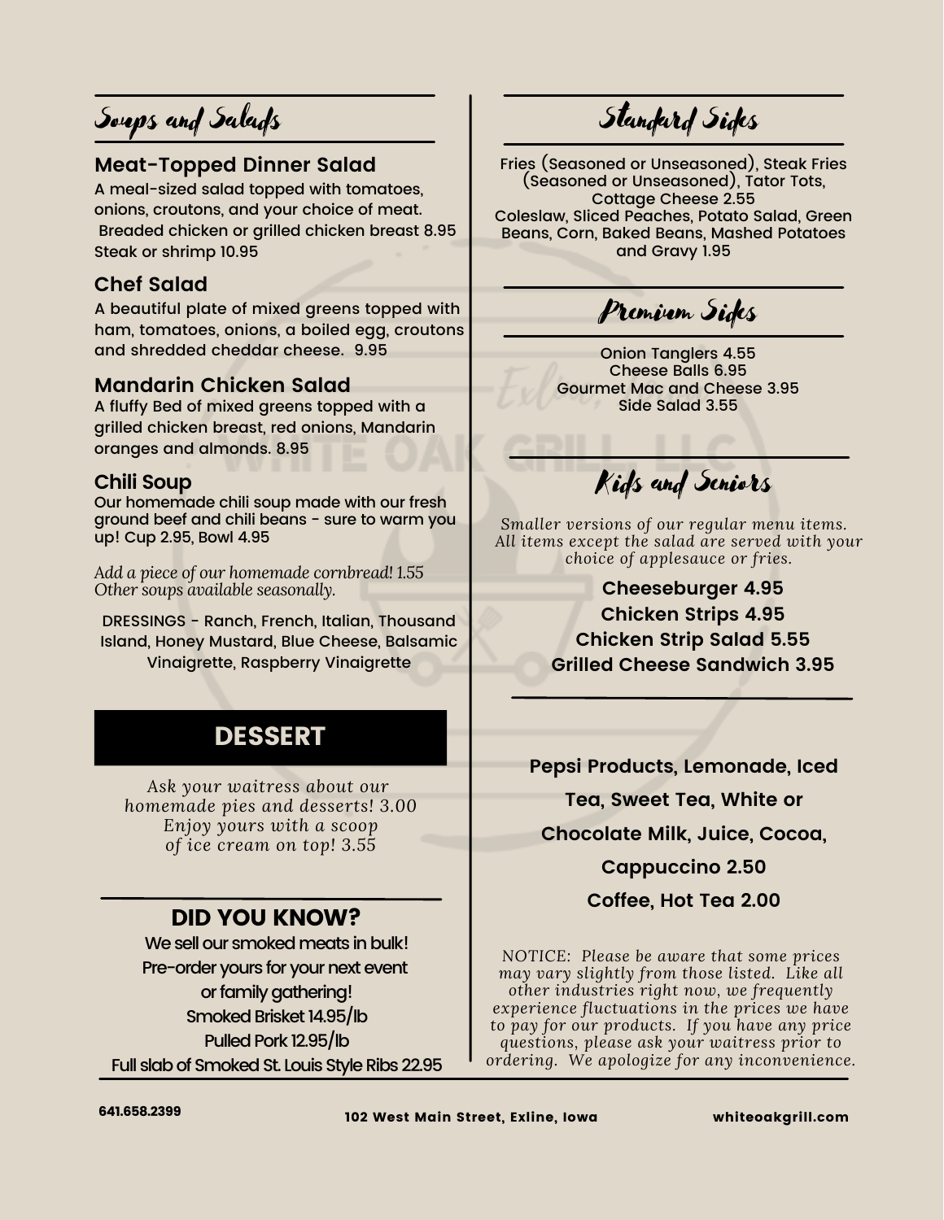## Soups and Salads

### Meat-Topped Dinner Salad

A meal-sized salad topped with tomatoes, onions, croutons, and your choice of meat.
Breaded chicken or grilled chicken breast 8.95
Steak or shrimp 10.95

### Chef Salad

A beautiful plate of mixed greens topped with ham, tomatoes, onions, a boiled egg, croutons and shredded cheddar cheese. 9.95

### Mandarin Chicken Salad

A fluffy Bed of mixed greens topped with a grilled chicken breast, red onions, Mandarin oranges and almonds. 8.95

### Chili Soup

Our homemade chili soup made with our fresh ground beef and chili beans - sure to warm you up! Cup 2.95, Bowl 4.95

*Add a piece of our homemade cornbread! 1.55*
*Other soups available seasonally.*

DRESSINGS - Ranch, French, Italian, Thousand Island, Honey Mustard, Blue Cheese, Balsamic Vinaigrette, Raspberry Vinaigrette

## DESSERT

*Ask your waitress about our homemade pies and desserts! 3.00*
*Enjoy yours with a scoop of ice cream on top! 3.55*

## DID YOU KNOW?

**We sell our smoked meats in bulk!**
**Pre-order yours for your next event or family gathering!**
**Smoked Brisket 14.95/lb**
**Pulled Pork 12.95/lb**
**Full slab of Smoked St. Louis Style Ribs 22.95**

## Standard Sides

Fries (Seasoned or Unseasoned), Steak Fries (Seasoned or Unseasoned), Tator Tots, Cottage Cheese 2.55
Coleslaw, Sliced Peaches, Potato Salad, Green Beans, Corn, Baked Beans, Mashed Potatoes and Gravy 1.95

## Premium Sides

Onion Tanglers 4.55
Cheese Balls 6.95
Gourmet Mac and Cheese 3.95
Side Salad 3.55

## Kids and Seniors

*Smaller versions of our regular menu items. All items except the salad are served with your choice of applesauce or fries.*

**Cheeseburger 4.95**
**Chicken Strips 4.95**
**Chicken Strip Salad 5.55**
**Grilled Cheese Sandwich 3.95**

**Pepsi Products, Lemonade, Iced Tea, Sweet Tea, White or Chocolate Milk, Juice, Cocoa, Cappuccino 2.50**
**Coffee, Hot Tea 2.00**

*NOTICE: Please be aware that some prices may vary slightly from those listed. Like all other industries right now, we frequently experience fluctuations in the prices we have to pay for our products. If you have any price questions, please ask your waitress prior to ordering. We apologize for any inconvenience.*

641.658.2399 | 102 West Main Street, Exline, Iowa | whiteoakgrill.com